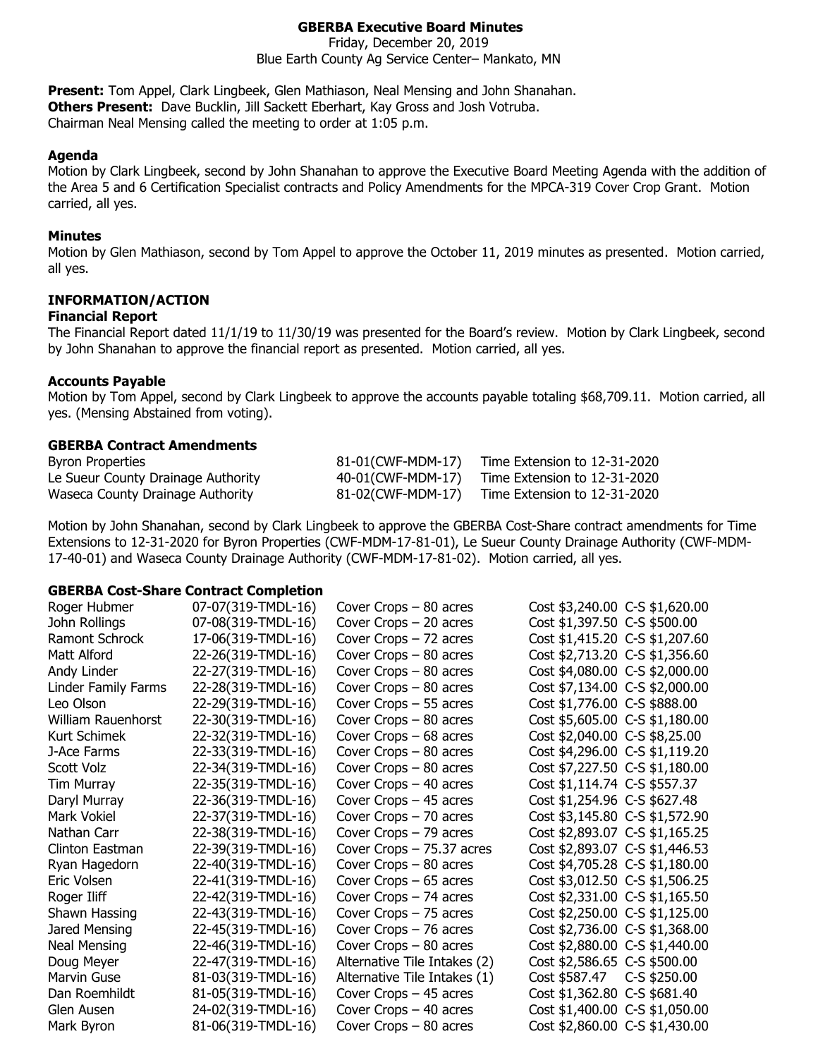# GBERBA Executive Board Minutes

Friday, December 20, 2019
Blue Earth County Ag Service Center– Mankato, MN

**Present:** Tom Appel, Clark Lingbeek, Glen Mathiason, Neal Mensing and John Shanahan.
**Others Present:** Dave Bucklin, Jill Sackett Eberhart, Kay Gross and Josh Votruba.
Chairman Neal Mensing called the meeting to order at 1:05 p.m.

### Agenda

Motion by Clark Lingbeek, second by John Shanahan to approve the Executive Board Meeting Agenda with the addition of the Area 5 and 6 Certification Specialist contracts and Policy Amendments for the MPCA-319 Cover Crop Grant. Motion carried, all yes.

### Minutes

Motion by Glen Mathiason, second by Tom Appel to approve the October 11, 2019 minutes as presented. Motion carried, all yes.

## INFORMATION/ACTION

### Financial Report

The Financial Report dated 11/1/19 to 11/30/19 was presented for the Board's review. Motion by Clark Lingbeek, second by John Shanahan to approve the financial report as presented. Motion carried, all yes.

### Accounts Payable

Motion by Tom Appel, second by Clark Lingbeek to approve the accounts payable totaling $68,709.11. Motion carried, all yes. (Mensing Abstained from voting).

### GBERBA Contract Amendments

| | | |
|---|---|---|
| Byron Properties | 81-01(CWF-MDM-17) | Time Extension to 12-31-2020 |
| Le Sueur County Drainage Authority | 40-01(CWF-MDM-17) | Time Extension to 12-31-2020 |
| Waseca County Drainage Authority | 81-02(CWF-MDM-17) | Time Extension to 12-31-2020 |

Motion by John Shanahan, second by Clark Lingbeek to approve the GBERBA Cost-Share contract amendments for Time Extensions to 12-31-2020 for Byron Properties (CWF-MDM-17-81-01), Le Sueur County Drainage Authority (CWF-MDM-17-40-01) and Waseca County Drainage Authority (CWF-MDM-17-81-02). Motion carried, all yes.

### GBERBA Cost-Share Contract Completion

| | | | | |
|---|---|---|---|---|
| Roger Hubmer | 07-07(319-TMDL-16) | Cover Crops – 80 acres | Cost $3,240.00 | C-S $1,620.00 |
| John Rollings | 07-08(319-TMDL-16) | Cover Crops – 20 acres | Cost $1,397.50 | C-S $500.00 |
| Ramont Schrock | 17-06(319-TMDL-16) | Cover Crops – 72 acres | Cost $1,415.20 | C-S $1,207.60 |
| Matt Alford | 22-26(319-TMDL-16) | Cover Crops – 80 acres | Cost $2,713.20 | C-S $1,356.60 |
| Andy Linder | 22-27(319-TMDL-16) | Cover Crops – 80 acres | Cost $4,080.00 | C-S $2,000.00 |
| Linder Family Farms | 22-28(319-TMDL-16) | Cover Crops – 80 acres | Cost $7,134.00 | C-S $2,000.00 |
| Leo Olson | 22-29(319-TMDL-16) | Cover Crops – 55 acres | Cost $1,776.00 | C-S $888.00 |
| William Rauenhorst | 22-30(319-TMDL-16) | Cover Crops – 80 acres | Cost $5,605.00 | C-S $1,180.00 |
| Kurt Schimek | 22-32(319-TMDL-16) | Cover Crops – 68 acres | Cost $2,040.00 | C-S $8,25.00 |
| J-Ace Farms | 22-33(319-TMDL-16) | Cover Crops – 80 acres | Cost $4,296.00 | C-S $1,119.20 |
| Scott Volz | 22-34(319-TMDL-16) | Cover Crops – 80 acres | Cost $7,227.50 | C-S $1,180.00 |
| Tim Murray | 22-35(319-TMDL-16) | Cover Crops – 40 acres | Cost $1,114.74 | C-S $557.37 |
| Daryl Murray | 22-36(319-TMDL-16) | Cover Crops – 45 acres | Cost $1,254.96 | C-S $627.48 |
| Mark Vokiel | 22-37(319-TMDL-16) | Cover Crops – 70 acres | Cost $3,145.80 | C-S $1,572.90 |
| Nathan Carr | 22-38(319-TMDL-16) | Cover Crops – 79 acres | Cost $2,893.07 | C-S $1,165.25 |
| Clinton Eastman | 22-39(319-TMDL-16) | Cover Crops – 75.37 acres | Cost $2,893.07 | C-S $1,446.53 |
| Ryan Hagedorn | 22-40(319-TMDL-16) | Cover Crops – 80 acres | Cost $4,705.28 | C-S $1,180.00 |
| Eric Volsen | 22-41(319-TMDL-16) | Cover Crops – 65 acres | Cost $3,012.50 | C-S $1,506.25 |
| Roger Iliff | 22-42(319-TMDL-16) | Cover Crops – 74 acres | Cost $2,331.00 | C-S $1,165.50 |
| Shawn Hassing | 22-43(319-TMDL-16) | Cover Crops – 75 acres | Cost $2,250.00 | C-S $1,125.00 |
| Jared Mensing | 22-45(319-TMDL-16) | Cover Crops – 76 acres | Cost $2,736.00 | C-S $1,368.00 |
| Neal Mensing | 22-46(319-TMDL-16) | Cover Crops – 80 acres | Cost $2,880.00 | C-S $1,440.00 |
| Doug Meyer | 22-47(319-TMDL-16) | Alternative Tile Intakes (2) | Cost $2,586.65 | C-S $500.00 |
| Marvin Guse | 81-03(319-TMDL-16) | Alternative Tile Intakes (1) | Cost $587.47 | C-S $250.00 |
| Dan Roemhildt | 81-05(319-TMDL-16) | Cover Crops – 45 acres | Cost $1,362.80 | C-S $681.40 |
| Glen Ausen | 24-02(319-TMDL-16) | Cover Crops – 40 acres | Cost $1,400.00 | C-S $1,050.00 |
| Mark Byron | 81-06(319-TMDL-16) | Cover Crops – 80 acres | Cost $2,860.00 | C-S $1,430.00 |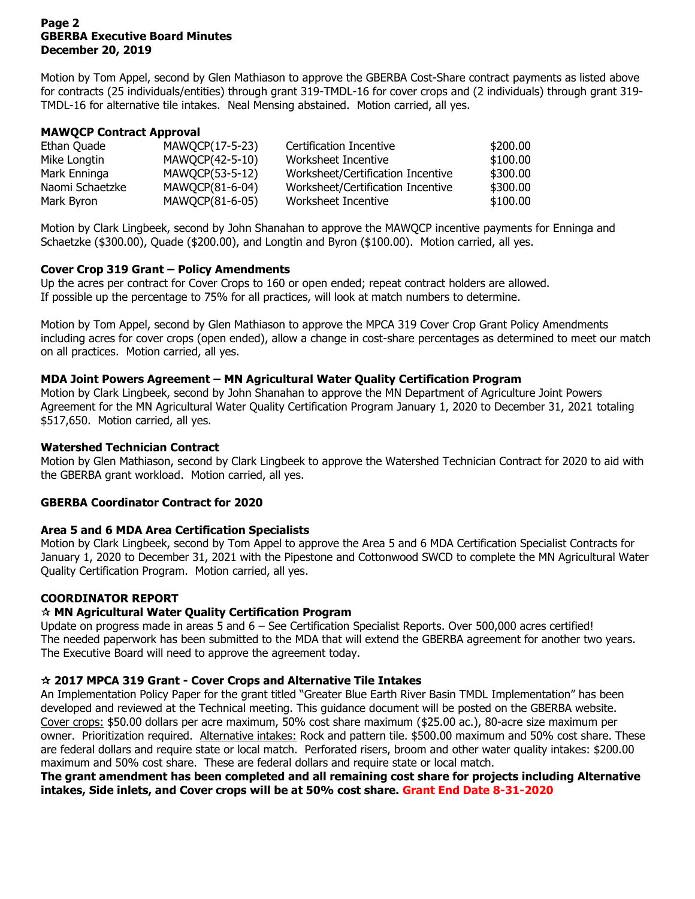Motion by Tom Appel, second by Glen Mathiason to approve the GBERBA Cost-Share contract payments as listed above for contracts (25 individuals/entities) through grant 319-TMDL-16 for cover crops and (2 individuals) through grant 319-TMDL-16 for alternative tile intakes. Neal Mensing abstained. Motion carried, all yes.

**MAWQCP Contract Approval**

| | | | |
|---|---|---|---|
| Ethan Quade | MAWQCP(17-5-23) | Certification Incentive | $200.00 |
| Mike Longtin | MAWQCP(42-5-10) | Worksheet Incentive | $100.00 |
| Mark Enninga | MAWQCP(53-5-12) | Worksheet/Certification Incentive | $300.00 |
| Naomi Schaetzke | MAWQCP(81-6-04) | Worksheet/Certification Incentive | $300.00 |
| Mark Byron | MAWQCP(81-6-05) | Worksheet Incentive | $100.00 |

Motion by Clark Lingbeek, second by John Shanahan to approve the MAWQCP incentive payments for Enninga and Schaetzke ($300.00), Quade ($200.00), and Longtin and Byron ($100.00). Motion carried, all yes.

**Cover Crop 319 Grant – Policy Amendments**

Up the acres per contract for Cover Crops to 160 or open ended; repeat contract holders are allowed.
If possible up the percentage to 75% for all practices, will look at match numbers to determine.

Motion by Tom Appel, second by Glen Mathiason to approve the MPCA 319 Cover Crop Grant Policy Amendments including acres for cover crops (open ended), allow a change in cost-share percentages as determined to meet our match on all practices. Motion carried, all yes.

**MDA Joint Powers Agreement – MN Agricultural Water Quality Certification Program**

Motion by Clark Lingbeek, second by John Shanahan to approve the MN Department of Agriculture Joint Powers Agreement for the MN Agricultural Water Quality Certification Program January 1, 2020 to December 31, 2021 totaling $517,650. Motion carried, all yes.

**Watershed Technician Contract**

Motion by Glen Mathiason, second by Clark Lingbeek to approve the Watershed Technician Contract for 2020 to aid with the GBERBA grant workload. Motion carried, all yes.

**GBERBA Coordinator Contract for 2020**

**Area 5 and 6 MDA Area Certification Specialists**

Motion by Clark Lingbeek, second by Tom Appel to approve the Area 5 and 6 MDA Certification Specialist Contracts for January 1, 2020 to December 31, 2021 with the Pipestone and Cottonwood SWCD to complete the MN Agricultural Water Quality Certification Program. Motion carried, all yes.

**COORDINATOR REPORT**

**☆ MN Agricultural Water Quality Certification Program**

Update on progress made in areas 5 and 6 – See Certification Specialist Reports. Over 500,000 acres certified! The needed paperwork has been submitted to the MDA that will extend the GBERBA agreement for another two years. The Executive Board will need to approve the agreement today.

**☆ 2017 MPCA 319 Grant - Cover Crops and Alternative Tile Intakes**

An Implementation Policy Paper for the grant titled "Greater Blue Earth River Basin TMDL Implementation" has been developed and reviewed at the Technical meeting. This guidance document will be posted on the GBERBA website. Cover crops: $50.00 dollars per acre maximum, 50% cost share maximum ($25.00 ac.), 80-acre size maximum per owner. Prioritization required. Alternative intakes: Rock and pattern tile. $500.00 maximum and 50% cost share. These are federal dollars and require state or local match. Perforated risers, broom and other water quality intakes: $200.00 maximum and 50% cost share. These are federal dollars and require state or local match.

**The grant amendment has been completed and all remaining cost share for projects including Alternative intakes, Side inlets, and Cover crops will be at 50% cost share. Grant End Date 8-31-2020**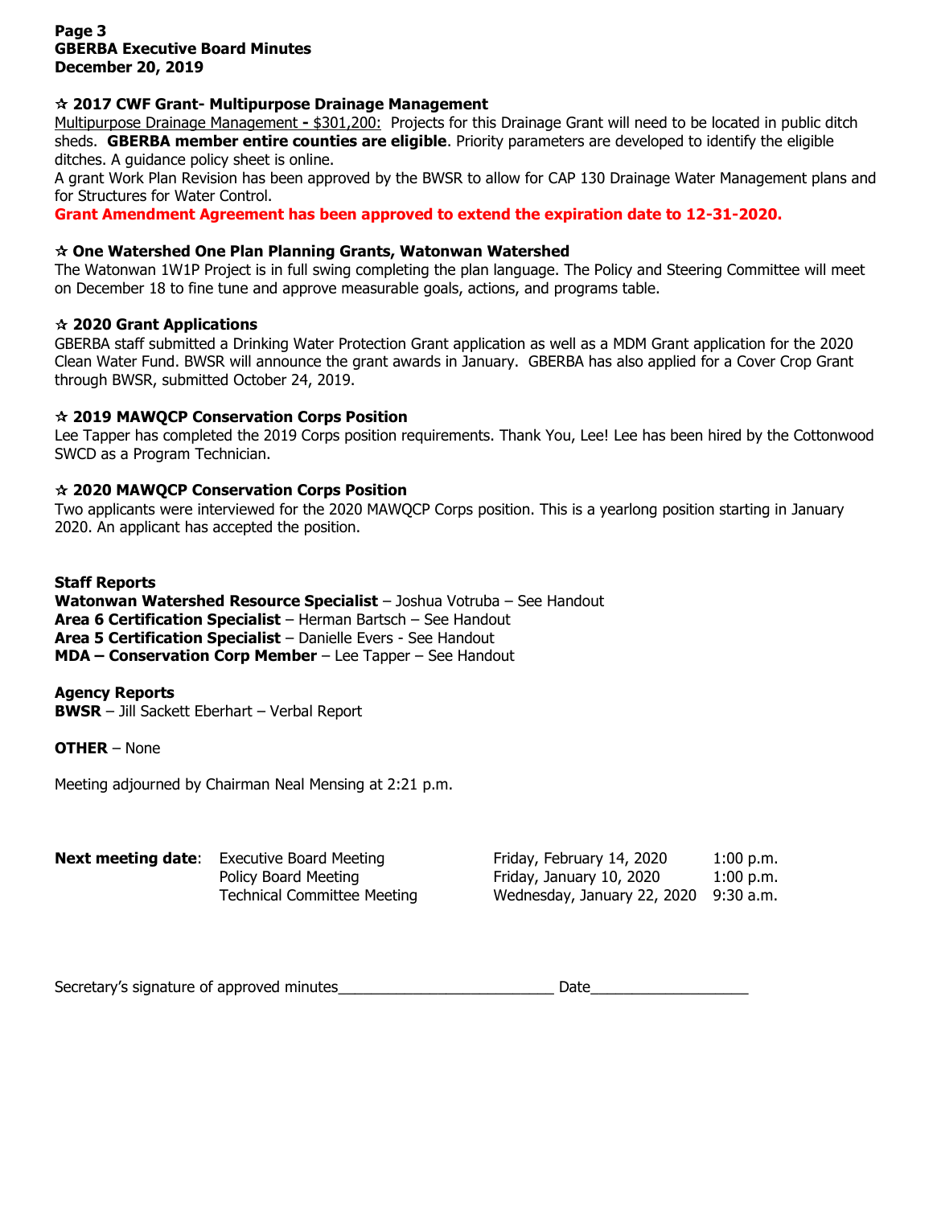**☆ 2017 CWF Grant- Multipurpose Drainage Management**

Multipurpose Drainage Management - $301,200: Projects for this Drainage Grant will need to be located in public ditch sheds. **GBERBA member entire counties are eligible**. Priority parameters are developed to identify the eligible ditches. A guidance policy sheet is online.

A grant Work Plan Revision has been approved by the BWSR to allow for CAP 130 Drainage Water Management plans and for Structures for Water Control.

**Grant Amendment Agreement has been approved to extend the expiration date to 12-31-2020.**

**☆ One Watershed One Plan Planning Grants, Watonwan Watershed**

The Watonwan 1W1P Project is in full swing completing the plan language. The Policy and Steering Committee will meet on December 18 to fine tune and approve measurable goals, actions, and programs table.

**☆ 2020 Grant Applications**

GBERBA staff submitted a Drinking Water Protection Grant application as well as a MDM Grant application for the 2020 Clean Water Fund. BWSR will announce the grant awards in January. GBERBA has also applied for a Cover Crop Grant through BWSR, submitted October 24, 2019.

**☆ 2019 MAWQCP Conservation Corps Position**

Lee Tapper has completed the 2019 Corps position requirements. Thank You, Lee! Lee has been hired by the Cottonwood SWCD as a Program Technician.

**☆ 2020 MAWQCP Conservation Corps Position**

Two applicants were interviewed for the 2020 MAWQCP Corps position. This is a yearlong position starting in January 2020. An applicant has accepted the position.

**Staff Reports**

**Watonwan Watershed Resource Specialist** – Joshua Votruba – See Handout
**Area 6 Certification Specialist** – Herman Bartsch – See Handout
**Area 5 Certification Specialist** – Danielle Evers - See Handout
**MDA – Conservation Corp Member** – Lee Tapper – See Handout

**Agency Reports**

**BWSR** – Jill Sackett Eberhart – Verbal Report

**OTHER** – None

Meeting adjourned by Chairman Neal Mensing at 2:21 p.m.

| | | | |
|---|---|---|---|
| **Next meeting date**: | Executive Board Meeting | Friday, February 14, 2020 | 1:00 p.m. |
| | Policy Board Meeting | Friday, January 10, 2020 | 1:00 p.m. |
| | Technical Committee Meeting | Wednesday, January 22, 2020 | 9:30 a.m. |

Secretary's signature of approved minutes_________________________ Date__________________